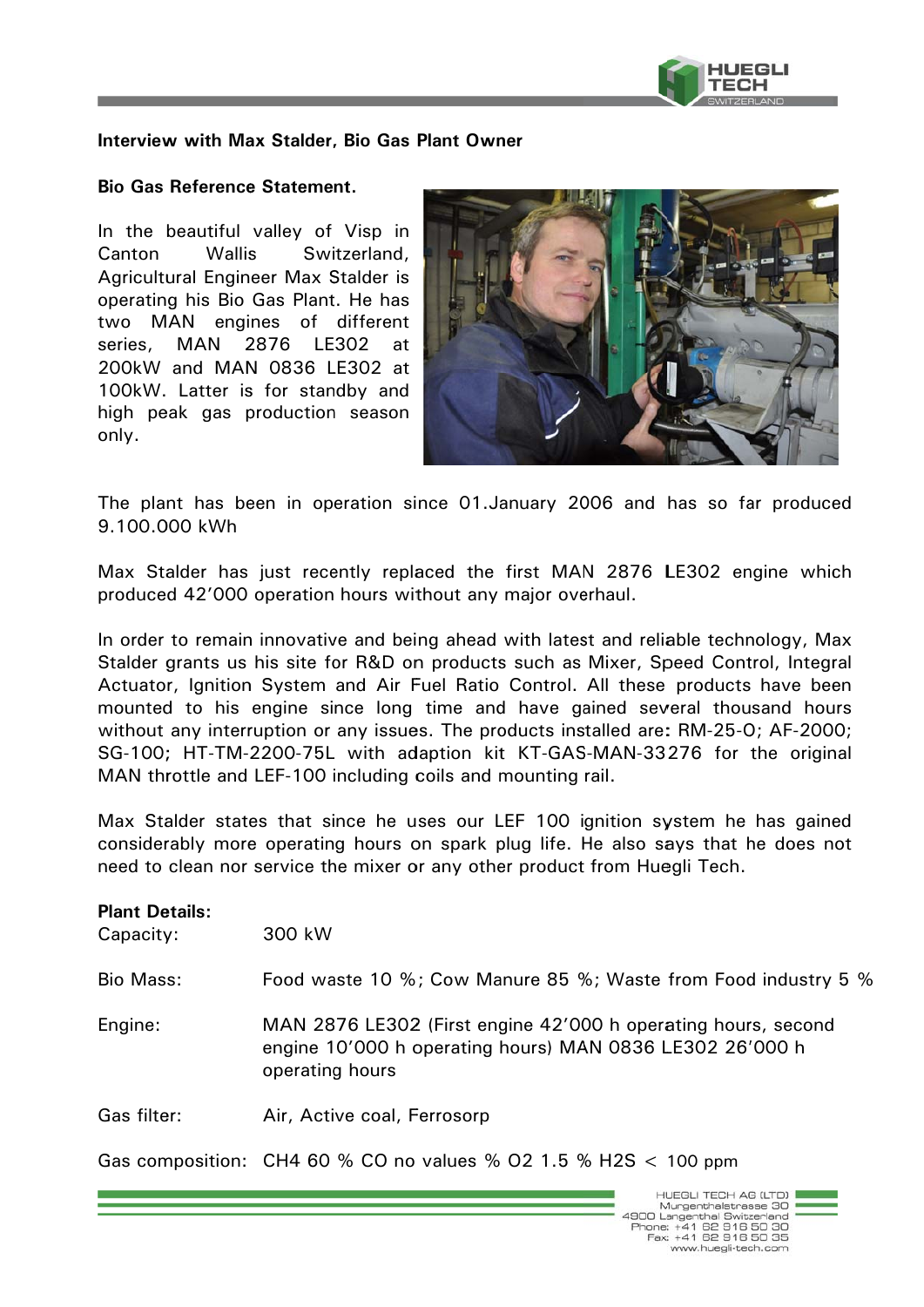**Interview with Max Stalder, Bio Gas Plant Owner**

**Bio Gas Reference Statement.**

In the beautiful valley of Visp in Canton Wallis Switzerland, Agricultural Engineer Max Stalder is operating his Bio Gas Plant. He has two MAN engines of different series, MAN 2876 LE302 at 200kW and MAN 0836 LE302 at 100kW. Latter is for standby and high peak gas production season only.

The plant has been in operation since 01.January 2006 and has so far produced 9.100.000 kWh

Max Stalder has just recently replaced the first MAN 2876 LE302 engine which produced 42'000 operation hours without any major overhaul.

In order to remain innovative and being ahead with latest and reliable technology, Max Stalder grants us his site for R&D on products such as Mixer, Speed Control, Integral Actuator, Ignition System and Air Fuel Ratio Control. All these products have been mounted to his engine since long time and have gained several thousand hours without any interruption or any issues. The products installed are: RM-25-O; AF-2000; SG-100; HT-TM-2200-75L with adaption kit KT-GAS-MAN-33276 for the original MAN throttle and LEF-100 including coils and mounting rail.

Max Stalder states that since he uses our LEF 100 ignition system he has gained considerably more operating hours on spark plug life. He also says that he does not need to clean nor service the mixer or any other product from Huegli Tech.

**Plant Details:**

| | |
|---|---|
| Capacity: | 300 kW |
| Bio Mass: | Food waste 10 %; Cow Manure 85 %; Waste from Food industry 5 % |
| Engine: | MAN 2876 LE302 (First engine 42'000 h operating hours, second engine 10'000 h operating hours) MAN 0836 LE302 26'000 h operating hours |
| Gas filter: | Air, Active coal, Ferrosorp |
| Gas composition: | $CH_4$ 60 % CO no values % $O_2$ 1.5 % $H_2S$ < 100 ppm |

HUEGLI TECH AG (LTD)
Murgenthalstrasse 30
4900 Langenthal Switzerland
Phone: +41 62 916 50 30
Fax: +41 62 916 50 35
www.huegli-tech.com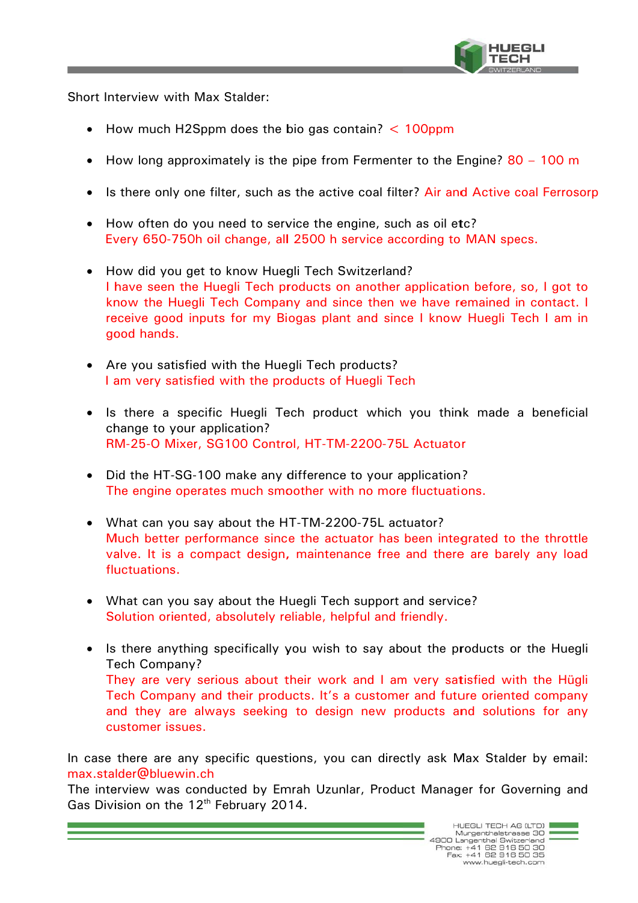Short Interview with Max Stalder:

- How much H2Sppm does the bio gas contain? < 100ppm
- How long approximately is the pipe from Fermenter to the Engine? 80 – 100 m
- Is there only one filter, such as the active coal filter? Air and Active coal Ferrosorp
- How often do you need to service the engine, such as oil etc?
  Every 650-750h oil change, all 2500 h service according to MAN specs.
- How did you get to know Huegli Tech Switzerland?
  I have seen the Huegli Tech products on another application before, so, I got to know the Huegli Tech Company and since then we have remained in contact. I receive good inputs for my Biogas plant and since I know Huegli Tech I am in good hands.
- Are you satisfied with the Huegli Tech products?
  I am very satisfied with the products of Huegli Tech
- Is there a specific Huegli Tech product which you think made a beneficial change to your application?
  RM-25-O Mixer, SG100 Control, HT-TM-2200-75L Actuator
- Did the HT-SG-100 make any difference to your application?
  The engine operates much smoother with no more fluctuations.
- What can you say about the HT-TM-2200-75L actuator?
  Much better performance since the actuator has been integrated to the throttle valve. It is a compact design, maintenance free and there are barely any load fluctuations.
- What can you say about the Huegli Tech support and service?
  Solution oriented, absolutely reliable, helpful and friendly.
- Is there anything specifically you wish to say about the products or the Huegli Tech Company?
  They are very serious about their work and I am very satisfied with the Hügli Tech Company and their products. It's a customer and future oriented company and they are always seeking to design new products and solutions for any customer issues.

In case there are any specific questions, you can directly ask Max Stalder by email: max.stalder@bluewin.ch

The interview was conducted by Emrah Uzunlar, Product Manager for Governing and Gas Division on the 12th February 2014.

HUEGLI TECH AG (LTD)
Murgenthalstrasse 30
4900 Langenthal Switzerland
Phone: +41 62 916 50 30
Fax: +41 62 916 50 35
www.huegli-tech.com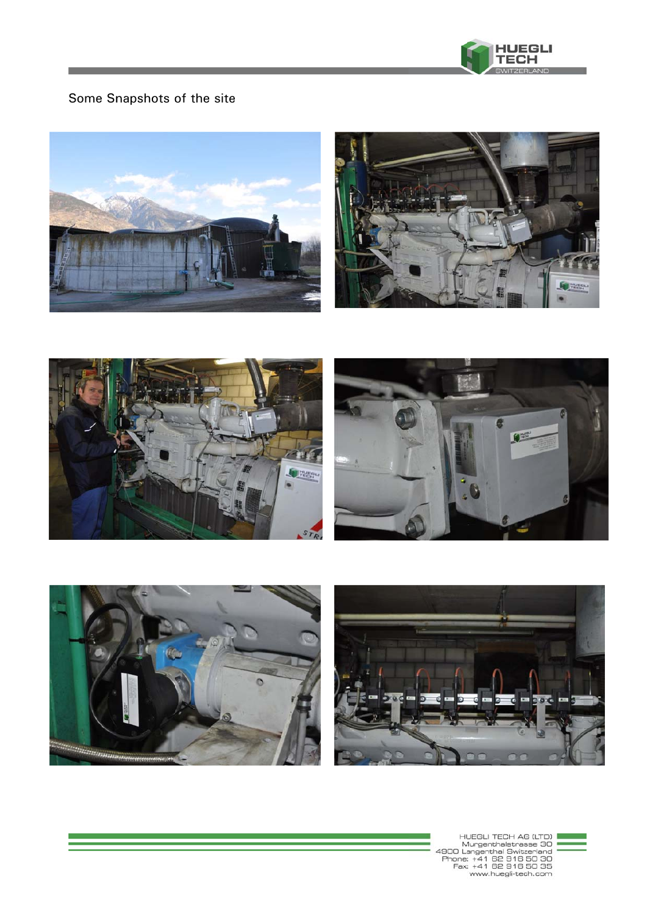Some Snapshots of the site